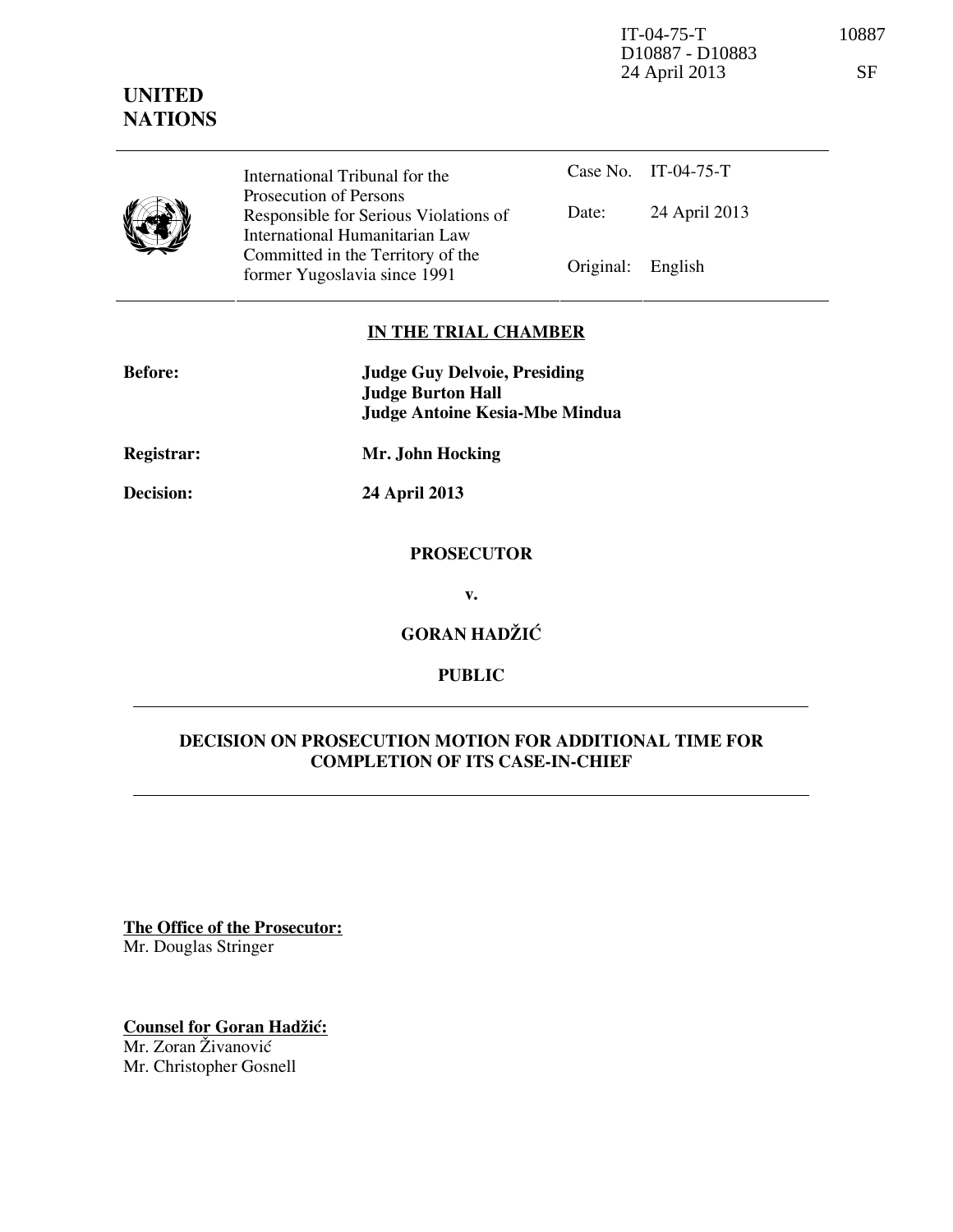IT-04-75-T 10887
D10887 - D10883
24 April 2013 SF

**UNITED NATIONS**

| International Tribunal for the Prosecution of Persons Responsible for Serious Violations of International Humanitarian Law Committed in the Territory of the former Yugoslavia since 1991 | Case No. | IT-04-75-T |
|---|---|---|
| | Date: | 24 April 2013 |
| | Original: | English |

**IN THE TRIAL CHAMBER**

**Before:** **Judge Guy Delvoie, Presiding**
**Judge Burton Hall**
**Judge Antoine Kesia-Mbe Mindua**

**Registrar:** **Mr. John Hocking**

**Decision:** **24 April 2013**

**PROSECUTOR**

**v.**

**GORAN HADŽIĆ**

**PUBLIC**

**DECISION ON PROSECUTION MOTION FOR ADDITIONAL TIME FOR COMPLETION OF ITS CASE-IN-CHIEF**

**The Office of the Prosecutor:**
Mr. Douglas Stringer

**Counsel for Goran Hadžić:**
Mr. Zoran Živanović
Mr. Christopher Gosnell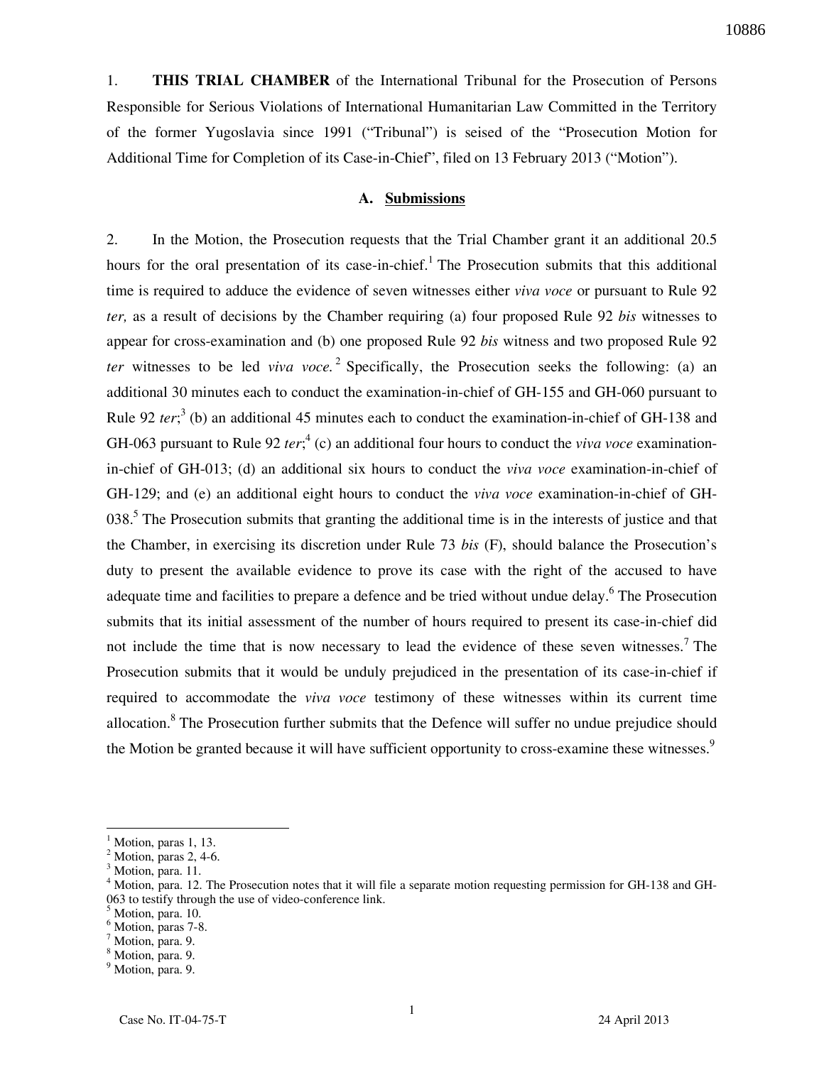1. **THIS TRIAL CHAMBER** of the International Tribunal for the Prosecution of Persons Responsible for Serious Violations of International Humanitarian Law Committed in the Territory of the former Yugoslavia since 1991 ("Tribunal") is seised of the "Prosecution Motion for Additional Time for Completion of its Case-in-Chief", filed on 13 February 2013 ("Motion").

## A. Submissions

2. In the Motion, the Prosecution requests that the Trial Chamber grant it an additional 20.5 hours for the oral presentation of its case-in-chief.[1] The Prosecution submits that this additional time is required to adduce the evidence of seven witnesses either *viva voce* or pursuant to Rule 92 *ter,* as a result of decisions by the Chamber requiring (a) four proposed Rule 92 *bis* witnesses to appear for cross-examination and (b) one proposed Rule 92 *bis* witness and two proposed Rule 92 *ter* witnesses to be led *viva voce.*[2] Specifically, the Prosecution seeks the following: (a) an additional 30 minutes each to conduct the examination-in-chief of GH-155 and GH-060 pursuant to Rule 92 *ter*;[3] (b) an additional 45 minutes each to conduct the examination-in-chief of GH-138 and GH-063 pursuant to Rule 92 *ter*;[4] (c) an additional four hours to conduct the *viva voce* examination-in-chief of GH-013; (d) an additional six hours to conduct the *viva voce* examination-in-chief of GH-129; and (e) an additional eight hours to conduct the *viva voce* examination-in-chief of GH-038.[5] The Prosecution submits that granting the additional time is in the interests of justice and that the Chamber, in exercising its discretion under Rule 73 *bis* (F), should balance the Prosecution's duty to present the available evidence to prove its case with the right of the accused to have adequate time and facilities to prepare a defence and be tried without undue delay.[6] The Prosecution submits that its initial assessment of the number of hours required to present its case-in-chief did not include the time that is now necessary to lead the evidence of these seven witnesses.[7] The Prosecution submits that it would be unduly prejudiced in the presentation of its case-in-chief if required to accommodate the *viva voce* testimony of these witnesses within its current time allocation.[8] The Prosecution further submits that the Defence will suffer no undue prejudice should the Motion be granted because it will have sufficient opportunity to cross-examine these witnesses.[9]

---

[1] Motion, paras 1, 13.
[2] Motion, paras 2, 4-6.
[3] Motion, para. 11.
[4] Motion, para. 12. The Prosecution notes that it will file a separate motion requesting permission for GH-138 and GH-063 to testify through the use of video-conference link.
[5] Motion, para. 10.
[6] Motion, paras 7-8.
[7] Motion, para. 9.
[8] Motion, para. 9.
[9] Motion, para. 9.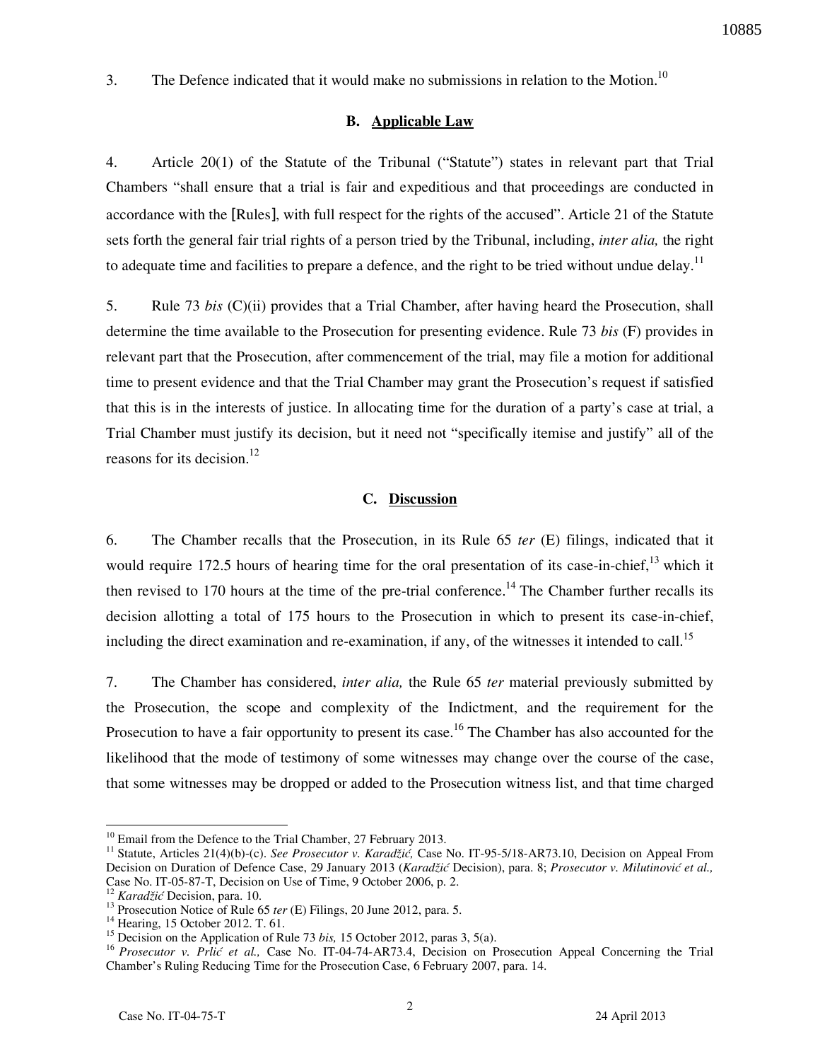3. The Defence indicated that it would make no submissions in relation to the Motion.[10]

### B. Applicable Law

4. Article 20(1) of the Statute of the Tribunal ("Statute") states in relevant part that Trial Chambers "shall ensure that a trial is fair and expeditious and that proceedings are conducted in accordance with the [Rules], with full respect for the rights of the accused". Article 21 of the Statute sets forth the general fair trial rights of a person tried by the Tribunal, including, *inter alia,* the right to adequate time and facilities to prepare a defence, and the right to be tried without undue delay.[11]

5. Rule 73 *bis* (C)(ii) provides that a Trial Chamber, after having heard the Prosecution, shall determine the time available to the Prosecution for presenting evidence. Rule 73 *bis* (F) provides in relevant part that the Prosecution, after commencement of the trial, may file a motion for additional time to present evidence and that the Trial Chamber may grant the Prosecution's request if satisfied that this is in the interests of justice. In allocating time for the duration of a party's case at trial, a Trial Chamber must justify its decision, but it need not "specifically itemise and justify" all of the reasons for its decision.[12]

### C. Discussion

6. The Chamber recalls that the Prosecution, in its Rule 65 *ter* (E) filings, indicated that it would require 172.5 hours of hearing time for the oral presentation of its case-in-chief,[13] which it then revised to 170 hours at the time of the pre-trial conference.[14] The Chamber further recalls its decision allotting a total of 175 hours to the Prosecution in which to present its case-in-chief, including the direct examination and re-examination, if any, of the witnesses it intended to call.[15]

7. The Chamber has considered, *inter alia,* the Rule 65 *ter* material previously submitted by the Prosecution, the scope and complexity of the Indictment, and the requirement for the Prosecution to have a fair opportunity to present its case.[16] The Chamber has also accounted for the likelihood that the mode of testimony of some witnesses may change over the course of the case, that some witnesses may be dropped or added to the Prosecution witness list, and that time charged

---

[10] Email from the Defence to the Trial Chamber, 27 February 2013.

[11] Statute, Articles 21(4)(b)-(c). *See Prosecutor v. Karadžić,* Case No. IT-95-5/18-AR73.10, Decision on Appeal From Decision on Duration of Defence Case, 29 January 2013 (*Karadžić* Decision), para. 8; *Prosecutor v. Milutinović et al.,* Case No. IT-05-87-T, Decision on Use of Time, 9 October 2006, p. 2.

[12] *Karadžić* Decision, para. 10.

[13] Prosecution Notice of Rule 65 *ter* (E) Filings, 20 June 2012, para. 5.

[14] Hearing, 15 October 2012. T. 61.

[15] Decision on the Application of Rule 73 *bis,* 15 October 2012, paras 3, 5(a).

[16] *Prosecutor v. Prlić et al.,* Case No. IT-04-74-AR73.4, Decision on Prosecution Appeal Concerning the Trial Chamber's Ruling Reducing Time for the Prosecution Case, 6 February 2007, para. 14.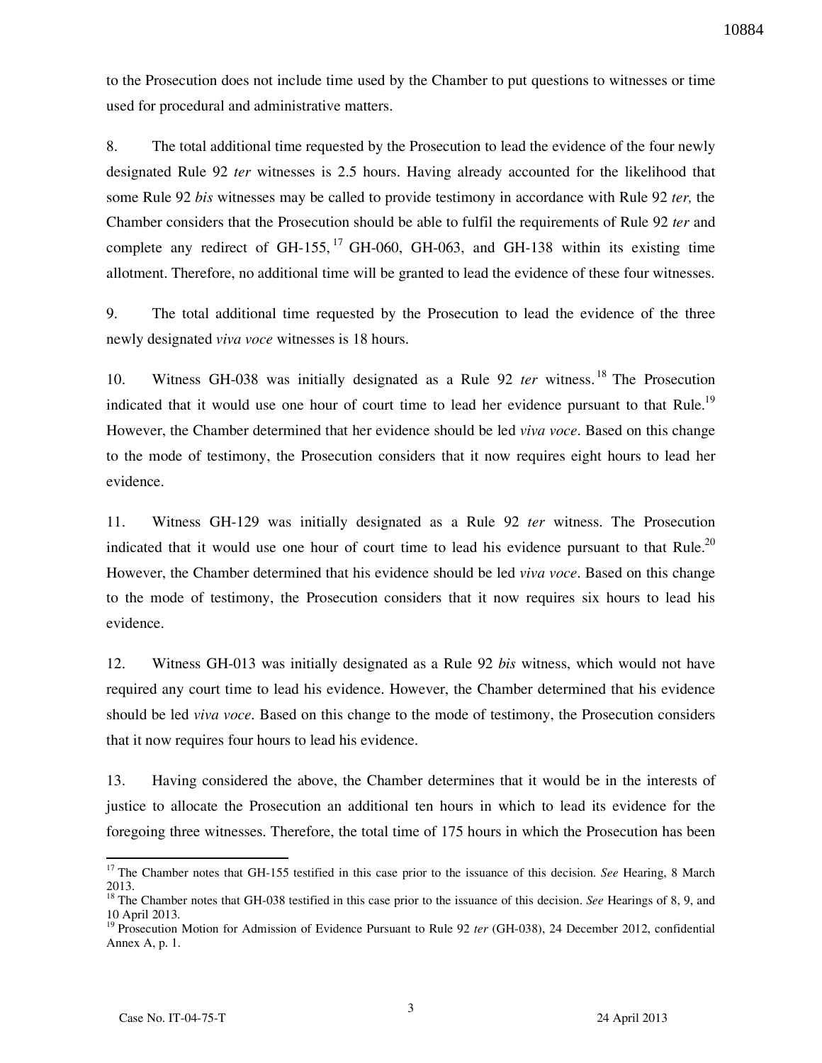to the Prosecution does not include time used by the Chamber to put questions to witnesses or time used for procedural and administrative matters.

8. The total additional time requested by the Prosecution to lead the evidence of the four newly designated Rule 92 *ter* witnesses is 2.5 hours. Having already accounted for the likelihood that some Rule 92 *bis* witnesses may be called to provide testimony in accordance with Rule 92 *ter,* the Chamber considers that the Prosecution should be able to fulfil the requirements of Rule 92 *ter* and complete any redirect of GH-155,[17] GH-060, GH-063, and GH-138 within its existing time allotment. Therefore, no additional time will be granted to lead the evidence of these four witnesses.

9. The total additional time requested by the Prosecution to lead the evidence of the three newly designated *viva voce* witnesses is 18 hours.

10. Witness GH-038 was initially designated as a Rule 92 *ter* witness.[18] The Prosecution indicated that it would use one hour of court time to lead her evidence pursuant to that Rule.[19] However, the Chamber determined that her evidence should be led *viva voce*. Based on this change to the mode of testimony, the Prosecution considers that it now requires eight hours to lead her evidence.

11. Witness GH-129 was initially designated as a Rule 92 *ter* witness. The Prosecution indicated that it would use one hour of court time to lead his evidence pursuant to that Rule.[20] However, the Chamber determined that his evidence should be led *viva voce*. Based on this change to the mode of testimony, the Prosecution considers that it now requires six hours to lead his evidence.

12. Witness GH-013 was initially designated as a Rule 92 *bis* witness, which would not have required any court time to lead his evidence. However, the Chamber determined that his evidence should be led *viva voce*. Based on this change to the mode of testimony, the Prosecution considers that it now requires four hours to lead his evidence.

13. Having considered the above, the Chamber determines that it would be in the interests of justice to allocate the Prosecution an additional ten hours in which to lead its evidence for the foregoing three witnesses. Therefore, the total time of 175 hours in which the Prosecution has been

---

[17] The Chamber notes that GH-155 testified in this case prior to the issuance of this decision. *See* Hearing, 8 March 2013.

[18] The Chamber notes that GH-038 testified in this case prior to the issuance of this decision. *See* Hearings of 8, 9, and 10 April 2013.

[19] Prosecution Motion for Admission of Evidence Pursuant to Rule 92 *ter* (GH-038), 24 December 2012, confidential Annex A, p. 1.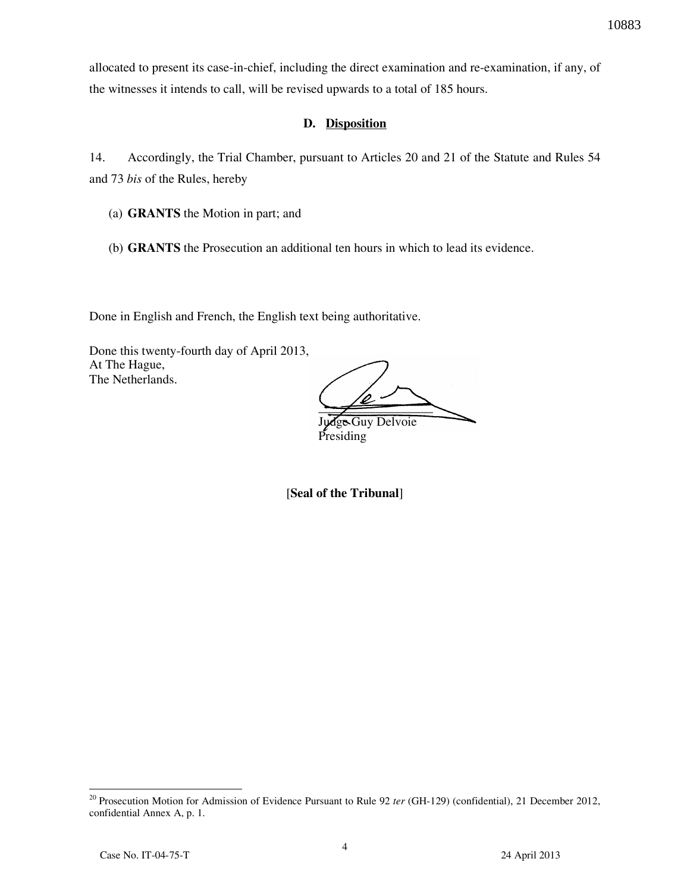allocated to present its case-in-chief, including the direct examination and re-examination, if any, of the witnesses it intends to call, will be revised upwards to a total of 185 hours.

## D. Disposition

14. Accordingly, the Trial Chamber, pursuant to Articles 20 and 21 of the Statute and Rules 54 and 73 *bis* of the Rules, hereby

(a) **GRANTS** the Motion in part; and

(b) **GRANTS** the Prosecution an additional ten hours in which to lead its evidence.

Done in English and French, the English text being authoritative.

Done this twenty-fourth day of April 2013,
At The Hague,
The Netherlands.

Judge Guy Delvoie
Presiding

[**Seal of the Tribunal**]

---

[20] Prosecution Motion for Admission of Evidence Pursuant to Rule 92 *ter* (GH-129) (confidential), 21 December 2012, confidential Annex A, p. 1.